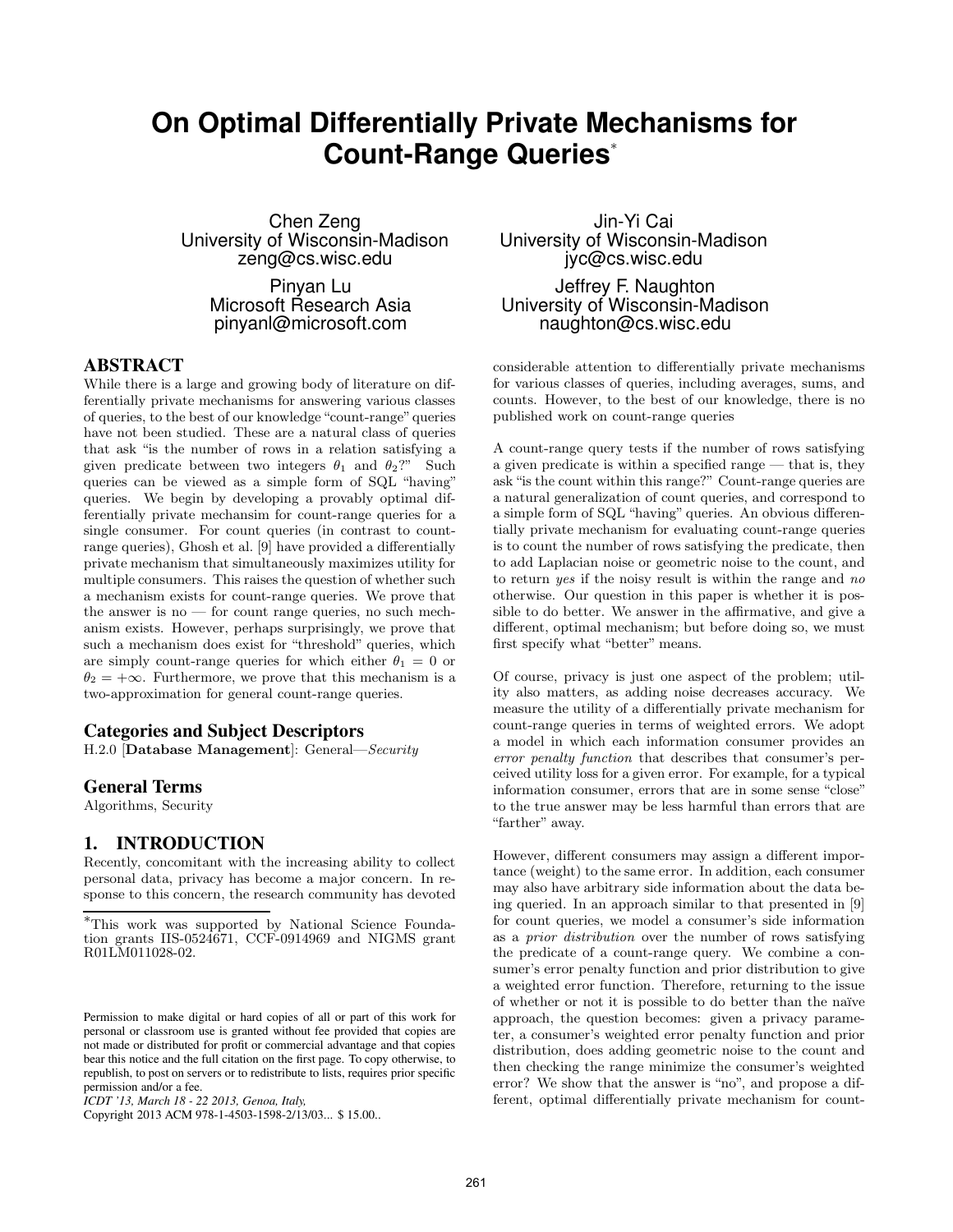# On Optimal Differentially Private Mechanisms for Count-Range Queries*

Chen Zeng
University of Wisconsin-Madison
zeng@cs.wisc.edu

Jin-Yi Cai
University of Wisconsin-Madison
jyc@cs.wisc.edu

Pinyan Lu
Microsoft Research Asia
pinyanl@microsoft.com

Jeffrey F. Naughton
University of Wisconsin-Madison
naughton@cs.wisc.edu

## ABSTRACT

While there is a large and growing body of literature on differentially private mechanisms for answering various classes of queries, to the best of our knowledge "count-range" queries have not been studied. These are a natural class of queries that ask "is the number of rows in a relation satisfying a given predicate between two integers $\theta_1$ and $\theta_2$?" Such queries can be viewed as a simple form of SQL "having" queries. We begin by developing a provably optimal differentially private mechansim for count-range queries for a single consumer. For count queries (in contrast to count-range queries), Ghosh et al. [9] have provided a differentially private mechanism that simultaneously maximizes utility for multiple consumers. This raises the question of whether such a mechanism exists for count-range queries. We prove that the answer is no — for count range queries, no such mechanism exists. However, perhaps surprisingly, we prove that such a mechanism does exist for "threshold" queries, which are simply count-range queries for which either $\theta_1 = 0$ or $\theta_2 = +\infty$. Furthermore, we prove that this mechanism is a two-approximation for general count-range queries.

### Categories and Subject Descriptors

H.2.0 [**Database Management**]: General—*Security*

### General Terms

Algorithms, Security

## 1. INTRODUCTION

Recently, concomitant with the increasing ability to collect personal data, privacy has become a major concern. In response to this concern, the research community has devoted considerable attention to differentially private mechanisms for various classes of queries, including averages, sums, and counts. However, to the best of our knowledge, there is no published work on count-range queries

A count-range query tests if the number of rows satisfying a given predicate is within a specified range — that is, they ask "is the count within this range?" Count-range queries are a natural generalization of count queries, and correspond to a simple form of SQL "having" queries. An obvious differentially private mechanism for evaluating count-range queries is to count the number of rows satisfying the predicate, then to add Laplacian noise or geometric noise to the count, and to return *yes* if the noisy result is within the range and *no* otherwise. Our question in this paper is whether it is possible to do better. We answer in the affirmative, and give a different, optimal mechanism; but before doing so, we must first specify what "better" means.

Of course, privacy is just one aspect of the problem; utility also matters, as adding noise decreases accuracy. We measure the utility of a differentially private mechanism for count-range queries in terms of weighted errors. We adopt a model in which each information consumer provides an *error penalty function* that describes that consumer's perceived utility loss for a given error. For example, for a typical information consumer, errors that are in some sense "close" to the true answer may be less harmful than errors that are "farther" away.

However, different consumers may assign a different importance (weight) to the same error. In addition, each consumer may also have arbitrary side information about the data being queried. In an approach similar to that presented in [9] for count queries, we model a consumer's side information as a *prior distribution* over the number of rows satisfying the predicate of a count-range query. We combine a consumer's error penalty function and prior distribution to give a weighted error function. Therefore, returning to the issue of whether or not it is possible to do better than the naïve approach, the question becomes: given a privacy parameter, a consumer's weighted error penalty function and prior distribution, does adding geometric noise to the count and then checking the range minimize the consumer's weighted error? We show that the answer is "no", and propose a different, optimal differentially private mechanism for count-

*This work was supported by National Science Foundation grants IIS-0524671, CCF-0914969 and NIGMS grant R01LM011028-02.

Permission to make digital or hard copies of all or part of this work for personal or classroom use is granted without fee provided that copies are not made or distributed for profit or commercial advantage and that copies bear this notice and the full citation on the first page. To copy otherwise, to republish, to post on servers or to redistribute to lists, requires prior specific permission and/or a fee.
*ICDT '13, March 18 - 22 2013, Genoa, Italy.*
Copyright 2013 ACM 978-1-4503-1598-2/13/03... $15.00..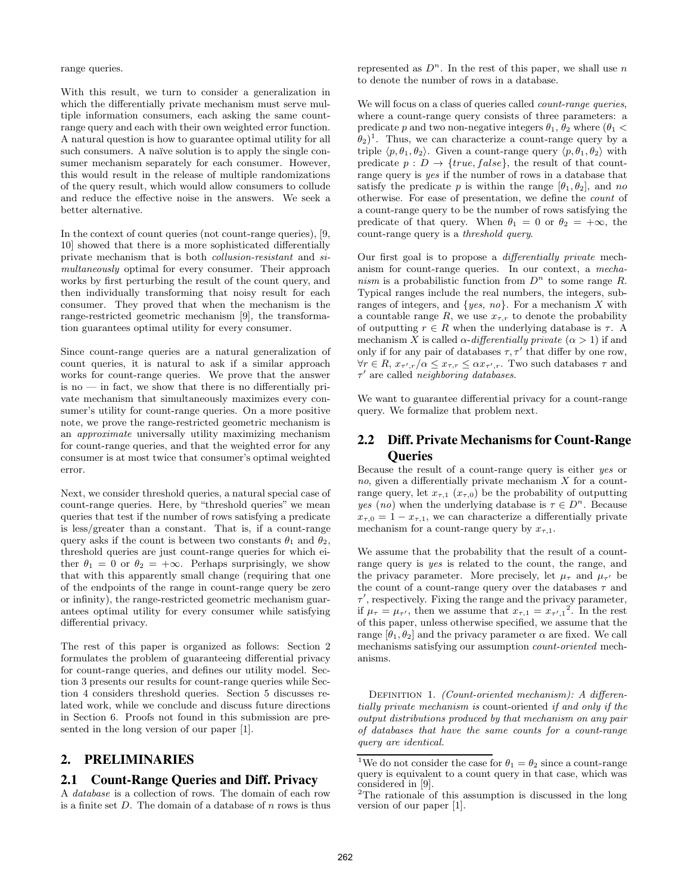range queries.

With this result, we turn to consider a generalization in which the differentially private mechanism must serve multiple information consumers, each asking the same count-range query and each with their own weighted error function. A natural question is how to guarantee optimal utility for all such consumers. A naïve solution is to apply the single consumer mechanism separately for each consumer. However, this would result in the release of multiple randomizations of the query result, which would allow consumers to collude and reduce the effective noise in the answers. We seek a better alternative.

In the context of count queries (not count-range queries), [9, 10] showed that there is a more sophisticated differentially private mechanism that is both *collusion-resistant* and *simultaneously* optimal for every consumer. Their approach works by first perturbing the result of the count query, and then individually transforming that noisy result for each consumer. They proved that when the mechanism is the range-restricted geometric mechanism [9], the transformation guarantees optimal utility for every consumer.

Since count-range queries are a natural generalization of count queries, it is natural to ask if a similar approach works for count-range queries. We prove that the answer is no — in fact, we show that there is no differentially private mechanism that simultaneously maximizes every consumer's utility for count-range queries. On a more positive note, we prove the range-restricted geometric mechanism is an *approximate* universally utility maximizing mechanism for count-range queries, and that the weighted error for any consumer is at most twice that consumer's optimal weighted error.

Next, we consider threshold queries, a natural special case of count-range queries. Here, by "threshold queries" we mean queries that test if the number of rows satisfying a predicate is less/greater than a constant. That is, if a count-range query asks if the count is between two constants $\theta_1$ and $\theta_2$, threshold queries are just count-range queries for which either $\theta_1 = 0$ or $\theta_2 = +\infty$. Perhaps surprisingly, we show that with this apparently small change (requiring that one of the endpoints of the range in count-range query be zero or infinity), the range-restricted geometric mechanism guarantees optimal utility for every consumer while satisfying differential privacy.

The rest of this paper is organized as follows: Section 2 formulates the problem of guaranteeing differential privacy for count-range queries, and defines our utility model. Section 3 presents our results for count-range queries while Section 4 considers threshold queries. Section 5 discusses related work, while we conclude and discuss future directions in Section 6. Proofs not found in this submission are presented in the long version of our paper [1].

## 2. PRELIMINARIES

### 2.1 Count-Range Queries and Diff. Privacy

A *database* is a collection of rows. The domain of each row is a finite set $D$. The domain of a database of $n$ rows is thus represented as $D^n$. In the rest of this paper, we shall use $n$ to denote the number of rows in a database.

We will focus on a class of queries called *count-range queries*, where a count-range query consists of three parameters: a predicate $p$ and two non-negative integers $\theta_1$, $\theta_2$ where ($\theta_1 < \theta_2$)[1]. Thus, we can characterize a count-range query by a triple $\langle p, \theta_1, \theta_2 \rangle$. Given a count-range query $\langle p, \theta_1, \theta_2 \rangle$ with predicate $p : D \to \{true, false\}$, the result of that count-range query is *yes* if the number of rows in a database that satisfy the predicate $p$ is within the range $[\theta_1, \theta_2]$, and *no* otherwise. For ease of presentation, we define the *count* of a count-range query to be the number of rows satisfying the predicate of that query. When $\theta_1 = 0$ or $\theta_2 = +\infty$, the count-range query is a *threshold query*.

Our first goal is to propose a *differentially private* mechanism for count-range queries. In our context, a *mechanism* is a probabilistic function from $D^n$ to some range $R$. Typical ranges include the real numbers, the integers, subranges of integers, and {*yes*, *no*}. For a mechanism $X$ with a countable range $R$, we use $x_{\tau,r}$ to denote the probability of outputting $r \in R$ when the underlying database is $\tau$. A mechanism $X$ is called $\alpha$-*differentially private* ($\alpha > 1$) if and only if for any pair of databases $\tau, \tau'$ that differ by one row, $\forall r \in R$, $x_{\tau',r}/\alpha \leq x_{\tau,r} \leq \alpha x_{\tau',r}$. Two such databases $\tau$ and $\tau'$ are called *neighboring databases*.

We want to guarantee differential privacy for a count-range query. We formalize that problem next.

### 2.2 Diff. Private Mechanisms for Count-Range Queries

Because the result of a count-range query is either *yes* or *no*, given a differentially private mechanism $X$ for a count-range query, let $x_{\tau,1}$ ($x_{\tau,0}$) be the probability of outputting *yes* (*no*) when the underlying database is $\tau \in D^n$. Because $x_{\tau,0} = 1 - x_{\tau,1}$, we can characterize a differentially private mechanism for a count-range query by $x_{\tau,1}$.

We assume that the probability that the result of a count-range query is *yes* is related to the count, the range, and the privacy parameter. More precisely, let $\mu_\tau$ and $\mu_{\tau'}$ be the count of a count-range query over the databases $\tau$ and $\tau'$, respectively. Fixing the range and the privacy parameter, if $\mu_\tau = \mu_{\tau'}$, then we assume that $x_{\tau,1} = x_{\tau',1}$[2]. In the rest of this paper, unless otherwise specified, we assume that the range $[\theta_1, \theta_2]$ and the privacy parameter $\alpha$ are fixed. We call mechanisms satisfying our assumption *count-oriented* mechanisms.

Definition 1. *(Count-oriented mechanism): A differentially private mechanism is* count-oriented *if and only if the output distributions produced by that mechanism on any pair of databases that have the same counts for a count-range query are identical.*

---

[1] We do not consider the case for $\theta_1 = \theta_2$ since a count-range query is equivalent to a count query in that case, which was considered in [9].

[2] The rationale of this assumption is discussed in the long version of our paper [1].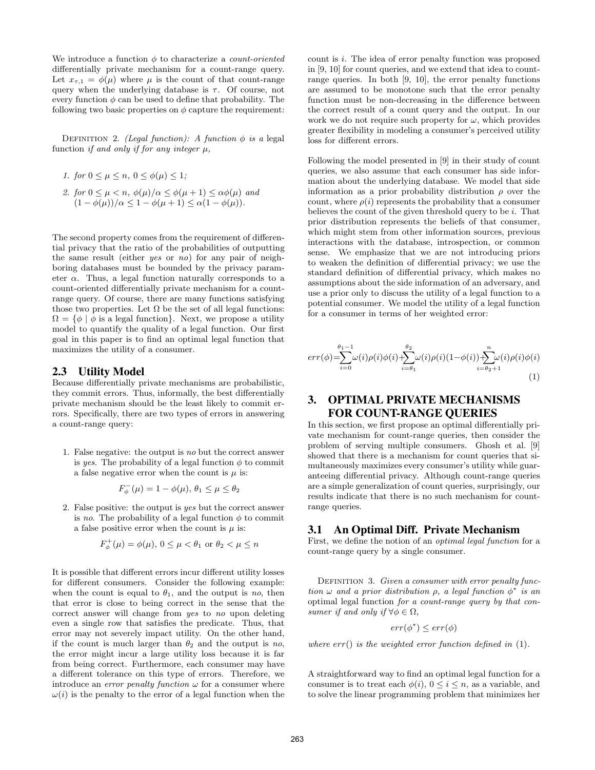We introduce a function $\phi$ to characterize a *count-oriented* differentially private mechanism for a count-range query. Let $x_{\tau,1} = \phi(\mu)$ where $\mu$ is the count of that count-range query when the underlying database is $\tau$. Of course, not every function $\phi$ can be used to define that probability. The following two basic properties on $\phi$ capture the requirement:

DEFINITION 2. *(Legal function): A function $\phi$ is a* legal function *if and only if for any integer $\mu$,*

1. *for $0 \le \mu \le n$, $0 \le \phi(\mu) \le 1$;*
2. *for $0 \le \mu < n$, $\phi(\mu)/\alpha \le \phi(\mu+1) \le \alpha\phi(\mu)$ and $(1-\phi(\mu))/\alpha \le 1-\phi(\mu+1) \le \alpha(1-\phi(\mu))$.*

The second property comes from the requirement of differential privacy that the ratio of the probabilities of outputting the same result (either *yes* or *no*) for any pair of neighboring databases must be bounded by the privacy parameter $\alpha$. Thus, a legal function naturally corresponds to a count-oriented differentially private mechanism for a count-range query. Of course, there are many functions satisfying those two properties. Let $\Omega$ be the set of all legal functions: $\Omega = \{\phi \mid \phi \text{ is a legal function}\}$. Next, we propose a utility model to quantify the quality of a legal function. Our first goal in this paper is to find an optimal legal function that maximizes the utility of a consumer.

## 2.3 Utility Model

Because differentially private mechanisms are probabilistic, they commit errors. Thus, informally, the best differentially private mechanism should be the least likely to commit errors. Specifically, there are two types of errors in answering a count-range query:

1. False negative: the output is *no* but the correct answer is *yes*. The probability of a legal function $\phi$ to commit a false negative error when the count is $\mu$ is:

$$F_\phi^-(\mu) = 1 - \phi(\mu),\ \theta_1 \le \mu \le \theta_2$$

2. False positive: the output is *yes* but the correct answer is *no*. The probability of a legal function $\phi$ to commit a false positive error when the count is $\mu$ is:

$$F_\phi^+(\mu) = \phi(\mu),\ 0 \le \mu < \theta_1 \text{ or } \theta_2 < \mu \le n$$

It is possible that different errors incur different utility losses for different consumers. Consider the following example: when the count is equal to $\theta_1$, and the output is *no*, then that error is close to being correct in the sense that the correct answer will change from *yes* to *no* upon deleting even a single row that satisfies the predicate. Thus, that error may not severely impact utility. On the other hand, if the count is much larger than $\theta_2$ and the output is *no*, the error might incur a large utility loss because it is far from being correct. Furthermore, each consumer may have a different tolerance on this type of errors. Therefore, we introduce an *error penalty function* $\omega$ for a consumer where $\omega(i)$ is the penalty to the error of a legal function when the count is $i$. The idea of error penalty function was proposed in [9, 10] for count queries, and we extend that idea to count-range queries. In both [9, 10], the error penalty functions are assumed to be monotone such that the error penalty function must be non-decreasing in the difference between the correct result of a count query and the output. In our work we do not require such property for $\omega$, which provides greater flexibility in modeling a consumer's perceived utility loss for different errors.

Following the model presented in [9] in their study of count queries, we also assume that each consumer has side information about the underlying database. We model that side information as a prior probability distribution $\rho$ over the count, where $\rho(i)$ represents the probability that a consumer believes the count of the given threshold query to be $i$. That prior distribution represents the beliefs of that consumer, which might stem from other information sources, previous interactions with the database, introspection, or common sense. We emphasize that we are not introducing priors to weaken the definition of differential privacy; we use the standard definition of differential privacy, which makes no assumptions about the side information of an adversary, and use a prior only to discuss the utility of a legal function to a potential consumer. We model the utility of a legal function for a consumer in terms of her weighted error:

$$err(\phi) = \sum_{i=0}^{\theta_1-1}\omega(i)\rho(i)\phi(i) + \sum_{i=\theta_1}^{\theta_2}\omega(i)\rho(i)(1-\phi(i)) + \sum_{i=\theta_2+1}^{n}\omega(i)\rho(i)\phi(i) \tag{1}$$

# 3. OPTIMAL PRIVATE MECHANISMS FOR COUNT-RANGE QUERIES

In this section, we first propose an optimal differentially private mechanism for count-range queries, then consider the problem of serving multiple consumers. Ghosh et al. [9] showed that there is a mechanism for count queries that simultaneously maximizes every consumer's utility while guaranteeing differential privacy. Although count-range queries are a simple generalization of count queries, surprisingly, our results indicate that there is no such mechanism for count-range queries.

## 3.1 An Optimal Diff. Private Mechanism

First, we define the notion of an *optimal legal function* for a count-range query by a single consumer.

DEFINITION 3. *Given a consumer with error penalty function $\omega$ and a prior distribution $\rho$, a legal function $\phi^*$ is an* optimal legal function *for a count-range query by that consumer if and only if $\forall \phi \in \Omega$,*

$$err(\phi^*) \le err(\phi)$$

*where $err()$ is the weighted error function defined in (1).*

A straightforward way to find an optimal legal function for a consumer is to treat each $\phi(i)$, $0 \le i \le n$, as a variable, and to solve the linear programming problem that minimizes her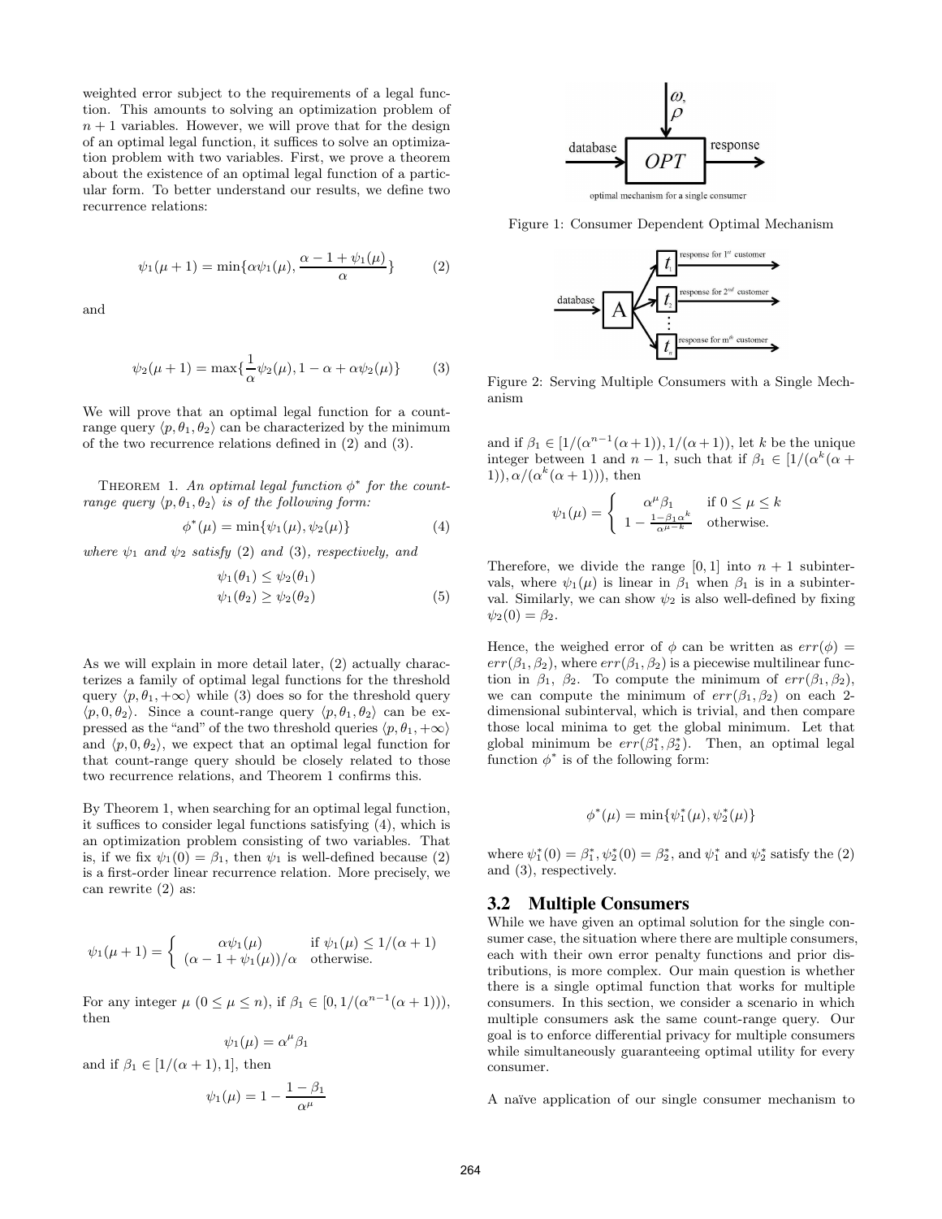weighted error subject to the requirements of a legal function. This amounts to solving an optimization problem of $n+1$ variables. However, we will prove that for the design of an optimal legal function, it suffices to solve an optimization problem with two variables. First, we prove a theorem about the existence of an optimal legal function of a particular form. To better understand our results, we define two recurrence relations:

$$\psi_1(\mu+1) = \min\{\alpha\psi_1(\mu), \frac{\alpha - 1 + \psi_1(\mu)}{\alpha}\} \quad (2)$$

and

$$\psi_2(\mu+1) = \max\{\frac{1}{\alpha}\psi_2(\mu), 1 - \alpha + \alpha\psi_2(\mu)\} \quad (3)$$

We will prove that an optimal legal function for a count-range query $\langle p, \theta_1, \theta_2 \rangle$ can be characterized by the minimum of the two recurrence relations defined in (2) and (3).

THEOREM 1. *An optimal legal function $\phi^*$ for the count-range query $\langle p, \theta_1, \theta_2 \rangle$ is of the following form:*

$$\phi^*(\mu) = \min\{\psi_1(\mu), \psi_2(\mu)\} \quad (4)$$

*where $\psi_1$ and $\psi_2$ satisfy (2) and (3), respectively, and*

$$\begin{aligned} \psi_1(\theta_1) &\leq \psi_2(\theta_1) \\ \psi_1(\theta_2) &\geq \psi_2(\theta_2) \end{aligned} \quad (5)$$

As we will explain in more detail later, (2) actually characterizes a family of optimal legal functions for the threshold query $\langle p, \theta_1, +\infty \rangle$ while (3) does so for the threshold query $\langle p, 0, \theta_2 \rangle$. Since a count-range query $\langle p, \theta_1, \theta_2 \rangle$ can be expressed as the "and" of the two threshold queries $\langle p, \theta_1, +\infty \rangle$ and $\langle p, 0, \theta_2 \rangle$, we expect that an optimal legal function for that count-range query should be closely related to those two recurrence relations, and Theorem 1 confirms this.

By Theorem 1, when searching for an optimal legal function, it suffices to consider legal functions satisfying (4), which is an optimization problem consisting of two variables. That is, if we fix $\psi_1(0) = \beta_1$, then $\psi_1$ is well-defined because (2) is a first-order linear recurrence relation. More precisely, we can rewrite (2) as:

$$\psi_1(\mu+1) = \begin{cases} \alpha\psi_1(\mu) & \text{if } \psi_1(\mu) \leq 1/(\alpha+1) \\ (\alpha - 1 + \psi_1(\mu))/\alpha & \text{otherwise.} \end{cases}$$

For any integer $\mu$ ($0 \leq \mu \leq n$), if $\beta_1 \in [0, 1/(\alpha^{n-1}(\alpha+1)))$, then

$$\psi_1(\mu) = \alpha^\mu \beta_1$$

and if $\beta_1 \in [1/(\alpha+1), 1]$, then

$$\psi_1(\mu) = 1 - \frac{1-\beta_1}{\alpha^\mu}$$

Figure 1: Consumer Dependent Optimal Mechanism

Figure 2: Serving Multiple Consumers with a Single Mechanism

and if $\beta_1 \in [1/(\alpha^{n-1}(\alpha+1)), 1/(\alpha+1))$, let $k$ be the unique integer between 1 and $n-1$, such that if $\beta_1 \in [1/(\alpha^k(\alpha+1)), \alpha/(\alpha^k(\alpha+1)))$, then

$$\psi_1(\mu) = \begin{cases} \alpha^\mu \beta_1 & \text{if } 0 \leq \mu \leq k \\ 1 - \frac{1-\beta_1\alpha^k}{\alpha^{\mu-k}} & \text{otherwise.} \end{cases}$$

Therefore, we divide the range $[0, 1]$ into $n+1$ subintervals, where $\psi_1(\mu)$ is linear in $\beta_1$ when $\beta_1$ is in a subinterval. Similarly, we can show $\psi_2$ is also well-defined by fixing $\psi_2(0) = \beta_2$.

Hence, the weighed error of $\phi$ can be written as $err(\phi) = err(\beta_1, \beta_2)$, where $err(\beta_1, \beta_2)$ is a piecewise multilinear function in $\beta_1$, $\beta_2$. To compute the minimum of $err(\beta_1, \beta_2)$, we can compute the minimum of $err(\beta_1, \beta_2)$ on each 2-dimensional subinterval, which is trivial, and then compare those local minima to get the global minimum. Let that global minimum be $err(\beta_1^*, \beta_2^*)$. Then, an optimal legal function $\phi^*$ is of the following form:

$$\phi^*(\mu) = \min\{\psi_1^*(\mu), \psi_2^*(\mu)\}$$

where $\psi_1^*(0) = \beta_1^*$, $\psi_2^*(0) = \beta_2^*$, and $\psi_1^*$ and $\psi_2^*$ satisfy the (2) and (3), respectively.

## 3.2 Multiple Consumers

While we have given an optimal solution for the single consumer case, the situation where there are multiple consumers, each with their own error penalty functions and prior distributions, is more complex. Our main question is whether there is a single optimal function that works for multiple consumers. In this section, we consider a scenario in which multiple consumers ask the same count-range query. Our goal is to enforce differential privacy for multiple consumers while simultaneously guaranteeing optimal utility for every consumer.

A naïve application of our single consumer mechanism to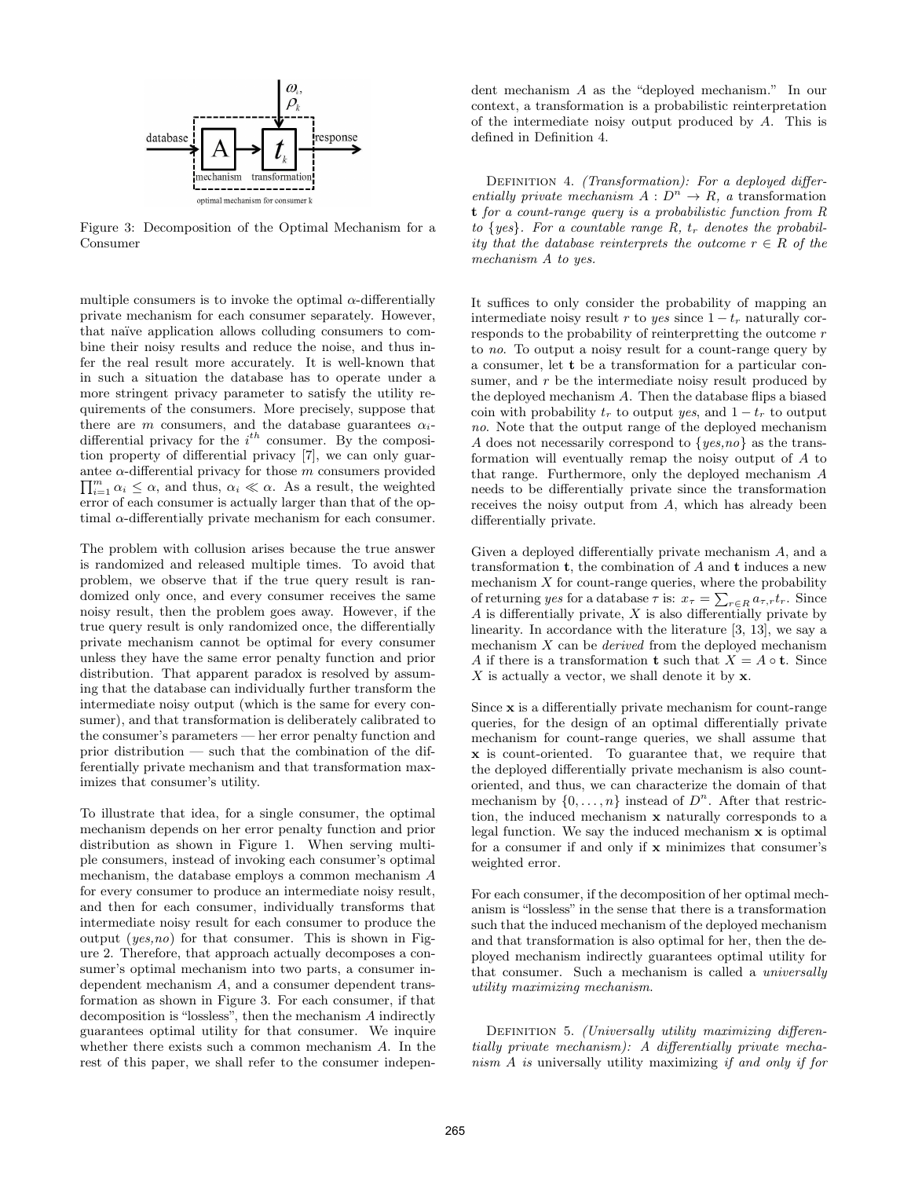Figure 3: Decomposition of the Optimal Mechanism for a Consumer

multiple consumers is to invoke the optimal $\alpha$-differentially private mechanism for each consumer separately. However, that naïve application allows colluding consumers to combine their noisy results and reduce the noise, and thus infer the real result more accurately. It is well-known that in such a situation the database has to operate under a more stringent privacy parameter to satisfy the utility requirements of the consumers. More precisely, suppose that there are $m$ consumers, and the database guarantees $\alpha_i$-differential privacy for the $i^{th}$ consumer. By the composition property of differential privacy [7], we can only guarantee $\alpha$-differential privacy for those $m$ consumers provided $\prod_{i=1}^{m} \alpha_i \leq \alpha$, and thus, $\alpha_i \ll \alpha$. As a result, the weighted error of each consumer is actually larger than that of the optimal $\alpha$-differentially private mechanism for each consumer.

The problem with collusion arises because the true answer is randomized and released multiple times. To avoid that problem, we observe that if the true query result is randomized only once, and every consumer receives the same noisy result, then the problem goes away. However, if the true query result is only randomized once, the differentially private mechanism cannot be optimal for every consumer unless they have the same error penalty function and prior distribution. That apparent paradox is resolved by assuming that the database can individually further transform the intermediate noisy output (which is the same for every consumer), and that transformation is deliberately calibrated to the consumer's parameters — her error penalty function and prior distribution — such that the combination of the differentially private mechanism and that transformation maximizes that consumer's utility.

To illustrate that idea, for a single consumer, the optimal mechanism depends on her error penalty function and prior distribution as shown in Figure 1. When serving multiple consumers, instead of invoking each consumer's optimal mechanism, the database employs a common mechanism $A$ for every consumer to produce an intermediate noisy result, and then for each consumer, individually transforms that intermediate noisy result for each consumer to produce the output (*yes*,*no*) for that consumer. This is shown in Figure 2. Therefore, that approach actually decomposes a consumer's optimal mechanism into two parts, a consumer independent mechanism $A$, and a consumer dependent transformation as shown in Figure 3. For each consumer, if that decomposition is "lossless", then the mechanism $A$ indirectly guarantees optimal utility for that consumer. We inquire whether there exists such a common mechanism $A$. In the rest of this paper, we shall refer to the consumer independent mechanism $A$ as the "deployed mechanism." In our context, a transformation is a probabilistic reinterpretation of the intermediate noisy output produced by $A$. This is defined in Definition 4.

Definition 4. *(Transformation): For a deployed differentially private mechanism $A : D^n \to R$, a* transformation $\mathbf{t}$ *for a count-range query is a probabilistic function from $R$ to $\{yes\}$. For a countable range $R$, $t_r$ denotes the probability that the database reinterprets the outcome $r \in R$ of the mechanism $A$ to yes.*

It suffices to only consider the probability of mapping an intermediate noisy result $r$ to *yes* since $1 - t_r$ naturally corresponds to the probability of reinterpretting the outcome $r$ to *no*. To output a noisy result for a count-range query by a consumer, let $\mathbf{t}$ be a transformation for a particular consumer, and $r$ be the intermediate noisy result produced by the deployed mechanism $A$. Then the database flips a biased coin with probability $t_r$ to output *yes*, and $1 - t_r$ to output *no*. Note that the output range of the deployed mechanism $A$ does not necessarily correspond to $\{yes,no\}$ as the transformation will eventually remap the noisy output of $A$ to that range. Furthermore, only the deployed mechanism $A$ needs to be differentially private since the transformation receives the noisy output from $A$, which has already been differentially private.

Given a deployed differentially private mechanism $A$, and a transformation $\mathbf{t}$, the combination of $A$ and $\mathbf{t}$ induces a new mechanism $X$ for count-range queries, where the probability of returning *yes* for a database $\tau$ is: $x_\tau = \sum_{r \in R} a_{\tau,r} t_r$. Since $A$ is differentially private, $X$ is also differentially private by linearity. In accordance with the literature [3, 13], we say a mechanism $X$ can be *derived* from the deployed mechanism $A$ if there is a transformation $\mathbf{t}$ such that $X = A \circ \mathbf{t}$. Since $X$ is actually a vector, we shall denote it by $\mathbf{x}$.

Since $\mathbf{x}$ is a differentially private mechanism for count-range queries, for the design of an optimal differentially private mechanism for count-range queries, we shall assume that $\mathbf{x}$ is count-oriented. To guarantee that, we require that the deployed differentially private mechanism is also count-oriented, and thus, we can characterize the domain of that mechanism by $\{0, \ldots, n\}$ instead of $D^n$. After that restriction, the induced mechanism $\mathbf{x}$ naturally corresponds to a legal function. We say the induced mechanism $\mathbf{x}$ is optimal for a consumer if and only if $\mathbf{x}$ minimizes that consumer's weighted error.

For each consumer, if the decomposition of her optimal mechanism is "lossless" in the sense that there is a transformation such that the induced mechanism of the deployed mechanism and that transformation is also optimal for her, then the deployed mechanism indirectly guarantees optimal utility for that consumer. Such a mechanism is called a *universally utility maximizing mechanism*.

Definition 5. *(Universally utility maximizing differentially private mechanism): A differentially private mechanism $A$ is* universally utility maximizing *if and only if for*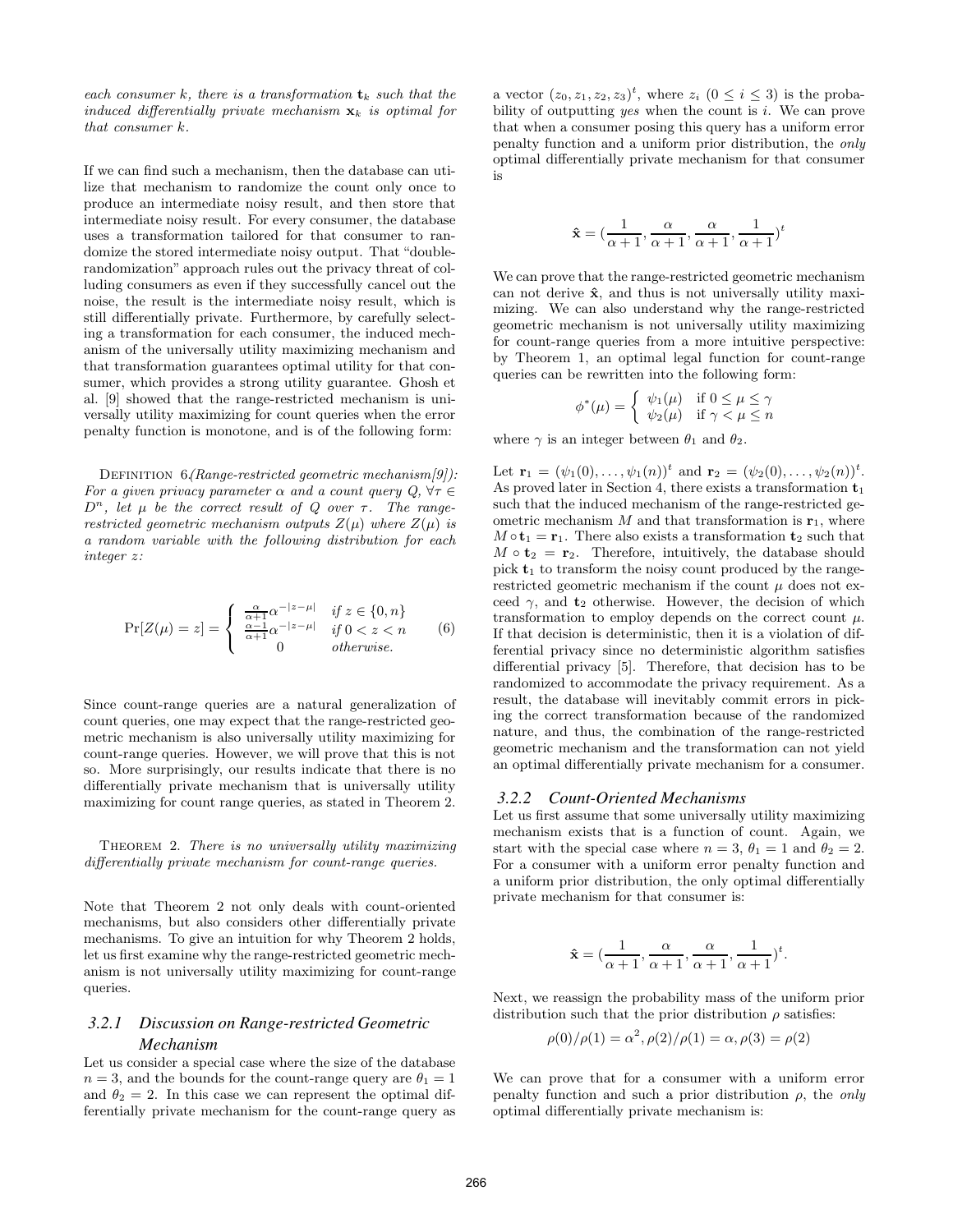*each consumer k, there is a transformation $\mathbf{t}_k$ such that the induced differentially private mechanism $\mathbf{x}_k$ is optimal for that consumer k.*

If we can find such a mechanism, then the database can utilize that mechanism to randomize the count only once to produce an intermediate noisy result, and then store that intermediate noisy result. For every consumer, the database uses a transformation tailored for that consumer to randomize the stored intermediate noisy output. That "double-randomization" approach rules out the privacy threat of colluding consumers as even if they successfully cancel out the noise, the result is the intermediate noisy result, which is still differentially private. Furthermore, by carefully selecting a transformation for each consumer, the induced mechanism of the universally utility maximizing mechanism and that transformation guarantees optimal utility for that consumer, which provides a strong utility guarantee. Ghosh et al. [9] showed that the range-restricted mechanism is universally utility maximizing for count queries when the error penalty function is monotone, and is of the following form:

Definition 6.*(Range-restricted geometric mechanism[9]): For a given privacy parameter $\alpha$ and a count query $Q$, $\forall \tau \in D^n$, let $\mu$ be the correct result of $Q$ over $\tau$. The range-restricted geometric mechanism outputs $Z(\mu)$ where $Z(\mu)$ is a random variable with the following distribution for each integer $z$:*

$$\Pr[Z(\mu) = z] = \begin{cases} \frac{\alpha}{\alpha+1}\alpha^{-|z-\mu|} & \text{if } z \in \{0, n\} \\ \frac{\alpha-1}{\alpha+1}\alpha^{-|z-\mu|} & \text{if } 0 < z < n \\ 0 & \text{otherwise.} \end{cases} \quad (6)$$

Since count-range queries are a natural generalization of count queries, one may expect that the range-restricted geometric mechanism is also universally utility maximizing for count-range queries. However, we will prove that this is not so. More surprisingly, our results indicate that there is no differentially private mechanism that is universally utility maximizing for count range queries, as stated in Theorem 2.

Theorem 2. *There is no universally utility maximizing differentially private mechanism for count-range queries.*

Note that Theorem 2 not only deals with count-oriented mechanisms, but also considers other differentially private mechanisms. To give an intuition for why Theorem 2 holds, let us first examine why the range-restricted geometric mechanism is not universally utility maximizing for count-range queries.

### 3.2.1 Discussion on Range-restricted Geometric Mechanism

Let us consider a special case where the size of the database $n = 3$, and the bounds for the count-range query are $\theta_1 = 1$ and $\theta_2 = 2$. In this case we can represent the optimal differentially private mechanism for the count-range query as a vector $(z_0, z_1, z_2, z_3)^t$, where $z_i$ ($0 \leq i \leq 3$) is the probability of outputting *yes* when the count is $i$. We can prove that when a consumer posing this query has a uniform error penalty function and a uniform prior distribution, the *only* optimal differentially private mechanism for that consumer is

$$\hat{\mathbf{x}} = (\frac{1}{\alpha+1}, \frac{\alpha}{\alpha+1}, \frac{\alpha}{\alpha+1}, \frac{1}{\alpha+1})^t$$

We can prove that the range-restricted geometric mechanism can not derive $\hat{\mathbf{x}}$, and thus is not universally utility maximizing. We can also understand why the range-restricted geometric mechanism is not universally utility maximizing for count-range queries from a more intuitive perspective: by Theorem 1, an optimal legal function for count-range queries can be rewritten into the following form:

$$\phi^*(\mu) = \begin{cases} \psi_1(\mu) & \text{if } 0 \leq \mu \leq \gamma \\ \psi_2(\mu) & \text{if } \gamma < \mu \leq n \end{cases}$$

where $\gamma$ is an integer between $\theta_1$ and $\theta_2$.

Let $\mathbf{r}_1 = (\psi_1(0), \ldots, \psi_1(n))^t$ and $\mathbf{r}_2 = (\psi_2(0), \ldots, \psi_2(n))^t$. As proved later in Section 4, there exists a transformation $\mathbf{t}_1$ such that the induced mechanism of the range-restricted geometric mechanism $M$ and that transformation is $\mathbf{r}_1$, where $M \circ \mathbf{t}_1 = \mathbf{r}_1$. There also exists a transformation $\mathbf{t}_2$ such that $M \circ \mathbf{t}_2 = \mathbf{r}_2$. Therefore, intuitively, the database should pick $\mathbf{t}_1$ to transform the noisy count produced by the range-restricted geometric mechanism if the count $\mu$ does not exceed $\gamma$, and $\mathbf{t}_2$ otherwise. However, the decision of which transformation to employ depends on the correct count $\mu$. If that decision is deterministic, then it is a violation of differential privacy since no deterministic algorithm satisfies differential privacy [5]. Therefore, that decision has to be randomized to accommodate the privacy requirement. As a result, the database will inevitably commit errors in picking the correct transformation because of the randomized nature, and thus, the combination of the range-restricted geometric mechanism and the transformation can not yield an optimal differentially private mechanism for a consumer.

### 3.2.2 Count-Oriented Mechanisms

Let us first assume that some universally utility maximizing mechanism exists that is a function of count. Again, we start with the special case where $n = 3$, $\theta_1 = 1$ and $\theta_2 = 2$. For a consumer with a uniform error penalty function and a uniform prior distribution, the only optimal differentially private mechanism for that consumer is:

$$\hat{\mathbf{x}} = (\frac{1}{\alpha+1}, \frac{\alpha}{\alpha+1}, \frac{\alpha}{\alpha+1}, \frac{1}{\alpha+1})^t.$$

Next, we reassign the probability mass of the uniform prior distribution such that the prior distribution $\rho$ satisfies:

$$\rho(0)/\rho(1) = \alpha^2, \rho(2)/\rho(1) = \alpha, \rho(3) = \rho(2)$$

We can prove that for a consumer with a uniform error penalty function and such a prior distribution $\rho$, the *only* optimal differentially private mechanism is: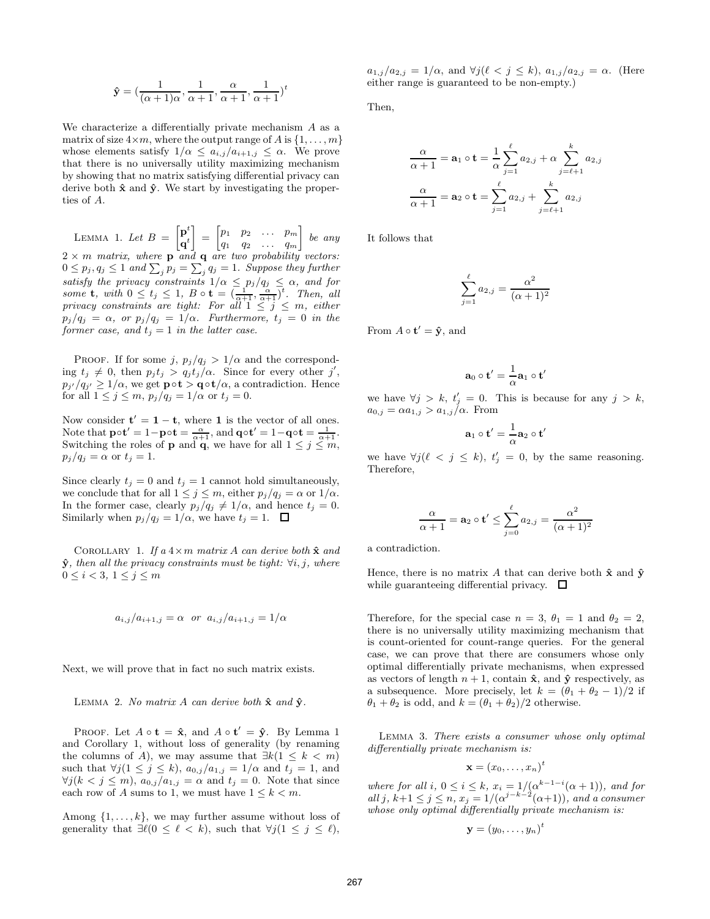$$\hat{\mathbf{y}} = (\frac{1}{(\alpha+1)\alpha}, \frac{1}{\alpha+1}, \frac{\alpha}{\alpha+1}, \frac{1}{\alpha+1})^t$$

We characterize a differentially private mechanism $A$ as a matrix of size $4 \times m$, where the output range of $A$ is $\{1, \ldots, m\}$ whose elements satisfy $1/\alpha \leq a_{i,j}/a_{i+1,j} \leq \alpha$. We prove that there is no universally utility maximizing mechanism by showing that no matrix satisfying differential privacy can derive both $\hat{\mathbf{x}}$ and $\hat{\mathbf{y}}$. We start by investigating the properties of $A$.

Lemma 1. *Let* $B = \begin{bmatrix} \mathbf{p}^t \\ \mathbf{q}^t \end{bmatrix} = \begin{bmatrix} p_1 & p_2 & \ldots & p_m \\ q_1 & q_2 & \ldots & q_m \end{bmatrix}$ *be any* $2 \times m$ *matrix, where* $\mathbf{p}$ *and* $\mathbf{q}$ *are two probability vectors:* $0 \leq p_j, q_j \leq 1$ *and* $\sum_j p_j = \sum_j q_j = 1$*. Suppose they further satisfy the privacy constraints* $1/\alpha \leq p_j/q_j \leq \alpha$*, and for some* $\mathbf{t}$*, with* $0 \leq t_j \leq 1$*,* $B \circ \mathbf{t} = (\frac{1}{\alpha+1}, \frac{\alpha}{\alpha+1})^t$*. Then, all privacy constraints are tight: For all* $1 \leq j \leq m$*, either* $p_j/q_j = \alpha$*, or* $p_j/q_j = 1/\alpha$*. Furthermore,* $t_j = 0$ *in the former case, and* $t_j = 1$ *in the latter case.*

Proof. If for some $j$, $p_j/q_j > 1/\alpha$ and the corresponding $t_j \neq 0$, then $p_j t_j > q_j t_j/\alpha$. Since for every other $j'$, $p_{j'}/q_{j'} \geq 1/\alpha$, we get $\mathbf{p} \circ \mathbf{t} > \mathbf{q} \circ \mathbf{t}/\alpha$, a contradiction. Hence for all $1 \leq j \leq m$, $p_j/q_j = 1/\alpha$ or $t_j = 0$.

Now consider $\mathbf{t}' = \mathbf{1} - \mathbf{t}$, where $\mathbf{1}$ is the vector of all ones. Note that $\mathbf{p} \circ \mathbf{t}' = 1 - \mathbf{p} \circ \mathbf{t} = \frac{\alpha}{\alpha+1}$, and $\mathbf{q} \circ \mathbf{t}' = 1 - \mathbf{q} \circ \mathbf{t} = \frac{1}{\alpha+1}$. Switching the roles of $\mathbf{p}$ and $\mathbf{q}$, we have for all $1 \leq j \leq m$, $p_j/q_j = \alpha$ or $t_j = 1$.

Since clearly $t_j = 0$ and $t_j = 1$ cannot hold simultaneously, we conclude that for all $1 \leq j \leq m$, either $p_j/q_j = \alpha$ or $1/\alpha$. In the former case, clearly $p_j/q_j \neq 1/\alpha$, and hence $t_j = 0$. Similarly when $p_j/q_j = 1/\alpha$, we have $t_j = 1$. ☐

Corollary 1. *If a* $4 \times m$ *matrix* $A$ *can derive both* $\hat{\mathbf{x}}$ *and* $\hat{\mathbf{y}}$*, then all the privacy constraints must be tight:* $\forall i, j$*, where* $0 \leq i < 3$*,* $1 \leq j \leq m$

$$a_{i,j}/a_{i+1,j} = \alpha \;\; or \;\; a_{i,j}/a_{i+1,j} = 1/\alpha$$

Next, we will prove that in fact no such matrix exists.

Lemma 2. *No matrix* $A$ *can derive both* $\hat{\mathbf{x}}$ *and* $\hat{\mathbf{y}}$*.*

Proof. Let $A \circ \mathbf{t} = \hat{\mathbf{x}}$, and $A \circ \mathbf{t}' = \hat{\mathbf{y}}$. By Lemma 1 and Corollary 1, without loss of generality (by renaming the columns of $A$), we may assume that $\exists k (1 \leq k < m)$ such that $\forall j (1 \leq j \leq k)$, $a_{0,j}/a_{1,j} = 1/\alpha$ and $t_j = 1$, and $\forall j (k < j \leq m)$, $a_{0,j}/a_{1,j} = \alpha$ and $t_j = 0$. Note that since each row of $A$ sums to 1, we must have $1 \leq k < m$.

Among $\{1, \ldots, k\}$, we may further assume without loss of generality that $\exists \ell (0 \leq \ell < k)$, such that $\forall j (1 \leq j \leq \ell)$, $a_{1,j}/a_{2,j} = 1/\alpha$, and $\forall j (\ell < j \leq k)$, $a_{1,j}/a_{2,j} = \alpha$. (Here either range is guaranteed to be non-empty.)

Then,

$$\frac{\alpha}{\alpha+1} = \mathbf{a}_1 \circ \mathbf{t} = \frac{1}{\alpha} \sum_{j=1}^{\ell} a_{2,j} + \alpha \sum_{j=\ell+1}^{k} a_{2,j}$$

$$\frac{\alpha}{\alpha+1} = \mathbf{a}_2 \circ \mathbf{t} = \sum_{j=1}^{\ell} a_{2,j} + \sum_{j=\ell+1}^{k} a_{2,j}$$

It follows that

$$\sum_{j=1}^{\ell} a_{2,j} = \frac{\alpha^2}{(\alpha+1)^2}$$

From $A \circ \mathbf{t}' = \hat{\mathbf{y}}$, and

$$\mathbf{a}_0 \circ \mathbf{t}' = \frac{1}{\alpha} \mathbf{a}_1 \circ \mathbf{t}'$$

we have $\forall j > k$, $t'_j = 0$. This is because for any $j > k$, $a_{0,j} = \alpha a_{1,j} > a_{1,j}/\alpha$. From

$$\mathbf{a}_1 \circ \mathbf{t}' = \frac{1}{\alpha} \mathbf{a}_2 \circ \mathbf{t}'$$

we have $\forall j (\ell < j \leq k)$, $t'_j = 0$, by the same reasoning. Therefore,

$$\frac{\alpha}{\alpha+1} = \mathbf{a}_2 \circ \mathbf{t}' \leq \sum_{j=0}^{\ell} a_{2,j} = \frac{\alpha^2}{(\alpha+1)^2}$$

a contradiction.

Hence, there is no matrix $A$ that can derive both $\hat{\mathbf{x}}$ and $\hat{\mathbf{y}}$ while guaranteeing differential privacy. ☐

Therefore, for the special case $n = 3$, $\theta_1 = 1$ and $\theta_2 = 2$, there is no universally utility maximizing mechanism that is count-oriented for count-range queries. For the general case, we can prove that there are consumers whose only optimal differentially private mechanisms, when expressed as vectors of length $n+1$, contain $\hat{\mathbf{x}}$, and $\hat{\mathbf{y}}$ respectively, as a subsequence. More precisely, let $k = (\theta_1 + \theta_2 - 1)/2$ if $\theta_1 + \theta_2$ is odd, and $k = (\theta_1 + \theta_2)/2$ otherwise.

Lemma 3. *There exists a consumer whose only optimal differentially private mechanism is:*

$$\mathbf{x} = (x_0, \ldots, x_n)^t$$

*where for all* $i$*,* $0 \leq i \leq k$*,* $x_i = 1/(\alpha^{k-1-i}(\alpha+1))$*, and for all* $j$*,* $k+1 \leq j \leq n$*,* $x_j = 1/(\alpha^{j-k-2}(\alpha+1))$*, and a consumer whose only optimal differentially private mechanism is:*

$$\mathbf{y} = (y_0, \ldots, y_n)^t$$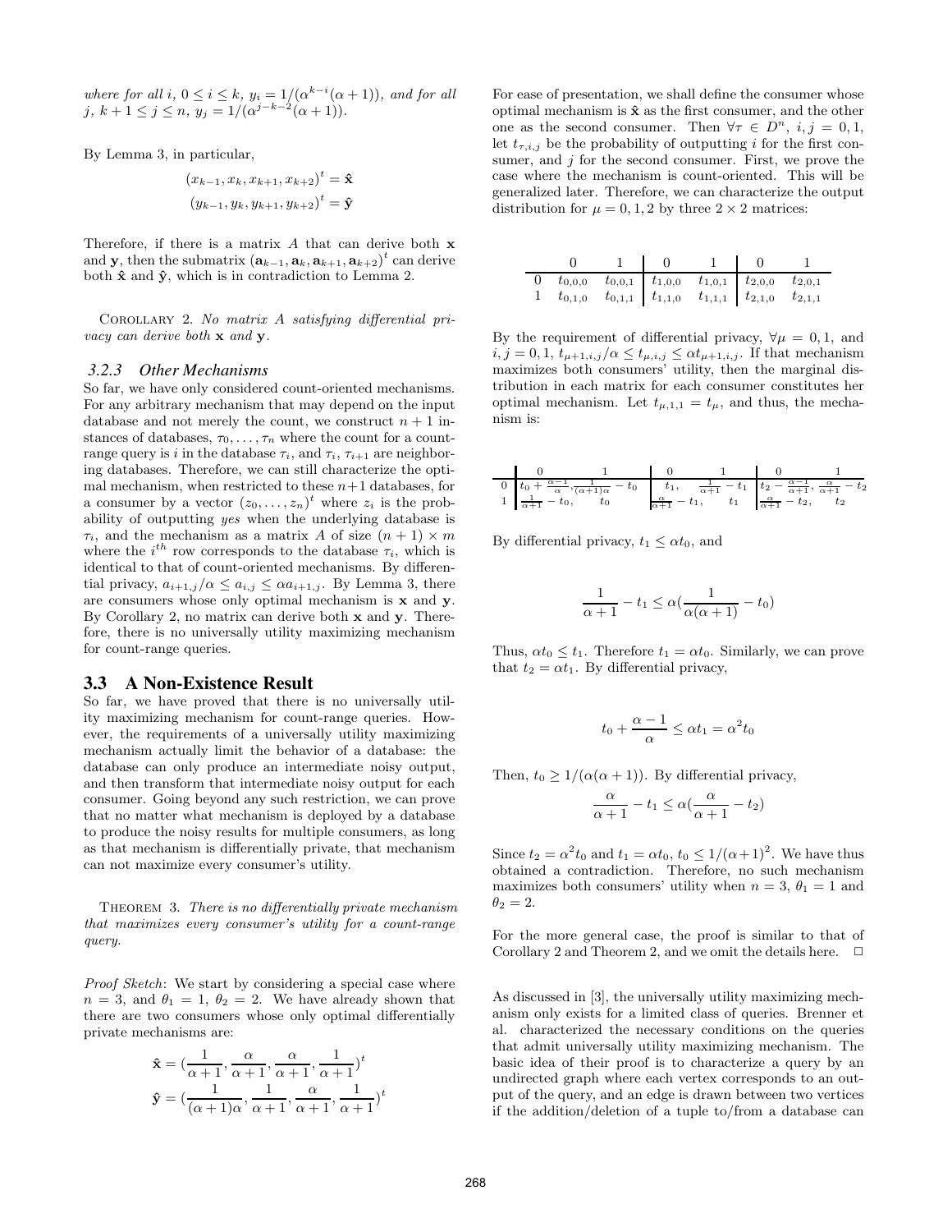where for all $i$, $0 \le i \le k$, $y_i = 1/(\alpha^{k-i}(\alpha+1))$, and for all $j$, $k+1 \le j \le n$, $y_j = 1/(\alpha^{j-k-2}(\alpha+1))$.

By Lemma 3, in particular,

$$(x_{k-1}, x_k, x_{k+1}, x_{k+2})^t = \hat{\mathbf{x}}$$
$$(y_{k-1}, y_k, y_{k+1}, y_{k+2})^t = \hat{\mathbf{y}}$$

Therefore, if there is a matrix $A$ that can derive both $\mathbf{x}$ and $\mathbf{y}$, then the submatrix $(\mathbf{a}_{k-1}, \mathbf{a}_k, \mathbf{a}_{k+1}, \mathbf{a}_{k+2})^t$ can derive both $\hat{\mathbf{x}}$ and $\hat{\mathbf{y}}$, which is in contradiction to Lemma 2.

COROLLARY 2. *No matrix $A$ satisfying differential privacy can derive both $\mathbf{x}$ and $\mathbf{y}$.*

### 3.2.3 Other Mechanisms

So far, we have only considered count-oriented mechanisms. For any arbitrary mechanism that may depend on the input database and not merely the count, we construct $n+1$ instances of databases, $\tau_0, \ldots, \tau_n$ where the count for a count-range query is $i$ in the database $\tau_i$, and $\tau_i$, $\tau_{i+1}$ are neighboring databases. Therefore, we can still characterize the optimal mechanism, when restricted to these $n+1$ databases, for a consumer by a vector $(z_0, \ldots, z_n)^t$ where $z_i$ is the probability of outputting *yes* when the underlying database is $\tau_i$, and the mechanism as a matrix $A$ of size $(n+1) \times m$ where the $i^{th}$ row corresponds to the database $\tau_i$, which is identical to that of count-oriented mechanisms. By differential privacy, $a_{i+1,j}/\alpha \le a_{i,j} \le \alpha a_{i+1,j}$. By Lemma 3, there are consumers whose only optimal mechanism is $\mathbf{x}$ and $\mathbf{y}$. By Corollary 2, no matrix can derive both $\mathbf{x}$ and $\mathbf{y}$. Therefore, there is no universally utility maximizing mechanism for count-range queries.

## 3.3 A Non-Existence Result

So far, we have proved that there is no universally utility maximizing mechanism for count-range queries. However, the requirements of a universally utility maximizing mechanism actually limit the behavior of a database: the database can only produce an intermediate noisy output, and then transform that intermediate noisy output for each consumer. Going beyond any such restriction, we can prove that no matter what mechanism is deployed by a database to produce the noisy results for multiple consumers, as long as that mechanism is differentially private, that mechanism can not maximize every consumer's utility.

THEOREM 3. *There is no differentially private mechanism that maximizes every consumer's utility for a count-range query.*

*Proof Sketch*: We start by considering a special case where $n = 3$, and $\theta_1 = 1$, $\theta_2 = 2$. We have already shown that there are two consumers whose only optimal differentially private mechanisms are:

$$\hat{\mathbf{x}} = (\frac{1}{\alpha+1}, \frac{\alpha}{\alpha+1}, \frac{\alpha}{\alpha+1}, \frac{1}{\alpha+1})^t$$
$$\hat{\mathbf{y}} = (\frac{1}{(\alpha+1)\alpha}, \frac{1}{\alpha+1}, \frac{\alpha}{\alpha+1}, \frac{1}{\alpha+1})^t$$

For ease of presentation, we shall define the consumer whose optimal mechanism is $\hat{\mathbf{x}}$ as the first consumer, and the other one as the second consumer. Then $\forall \tau \in D^n$, $i, j = 0, 1$, let $t_{\tau,i,j}$ be the probability of outputting $i$ for the first consumer, and $j$ for the second consumer. First, we prove the case where the mechanism is count-oriented. This will be generalized later. Therefore, we can characterize the output distribution for $\mu = 0, 1, 2$ by three $2 \times 2$ matrices:

| | 0 | 1 | 0 | 1 | 0 | 1 |
|---|---|---|---|---|---|---|
| 0 | $t_{0,0,0}$ | $t_{0,0,1}$ | $t_{1,0,0}$ | $t_{1,0,1}$ | $t_{2,0,0}$ | $t_{2,0,1}$ |
| 1 | $t_{0,1,0}$ | $t_{0,1,1}$ | $t_{1,1,0}$ | $t_{1,1,1}$ | $t_{2,1,0}$ | $t_{2,1,1}$ |

By the requirement of differential privacy, $\forall \mu = 0, 1$, and $i, j = 0, 1$, $t_{\mu+1,i,j}/\alpha \le t_{\mu,i,j} \le \alpha t_{\mu+1,i,j}$. If that mechanism maximizes both consumers' utility, then the marginal distribution in each matrix for each consumer constitutes her optimal mechanism. Let $t_{\mu,1,1} = t_\mu$, and thus, the mechanism is:

| | 0 | 1 | 0 | 1 | 0 | 1 |
|---|---|---|---|---|---|---|
| 0 | $t_0 + \frac{\alpha-1}{\alpha}$, | $\frac{1}{(\alpha+1)\alpha} - t_0$ | $t_1$, | $\frac{1}{\alpha+1} - t_1$ | $t_2 - \frac{\alpha-1}{\alpha+1}$, | $\frac{\alpha}{\alpha+1} - t_2$ |
| 1 | $\frac{1}{\alpha+1} - t_0$, | $t_0$ | $\frac{\alpha}{\alpha+1} - t_1$, | $t_1$ | $\frac{\alpha}{\alpha+1} - t_2$, | $t_2$ |

By differential privacy, $t_1 \le \alpha t_0$, and

$$\frac{1}{\alpha+1} - t_1 \le \alpha(\frac{1}{\alpha(\alpha+1)} - t_0)$$

Thus, $\alpha t_0 \le t_1$. Therefore $t_1 = \alpha t_0$. Similarly, we can prove that $t_2 = \alpha t_1$. By differential privacy,

$$t_0 + \frac{\alpha-1}{\alpha} \le \alpha t_1 = \alpha^2 t_0$$

Then, $t_0 \ge 1/(\alpha(\alpha+1))$. By differential privacy,

$$\frac{\alpha}{\alpha+1} - t_1 \le \alpha(\frac{\alpha}{\alpha+1} - t_2)$$

Since $t_2 = \alpha^2 t_0$ and $t_1 = \alpha t_0$, $t_0 \le 1/(\alpha+1)^2$. We have thus obtained a contradiction. Therefore, no such mechanism maximizes both consumers' utility when $n = 3$, $\theta_1 = 1$ and $\theta_2 = 2$.

For the more general case, the proof is similar to that of Corollary 2 and Theorem 2, and we omit the details here. $\Box$

As discussed in [3], the universally utility maximizing mechanism only exists for a limited class of queries. Brenner et al. characterized the necessary conditions on the queries that admit universally utility maximizing mechanism. The basic idea of their proof is to characterize a query by an undirected graph where each vertex corresponds to an output of the query, and an edge is drawn between two vertices if the addition/deletion of a tuple to/from a database can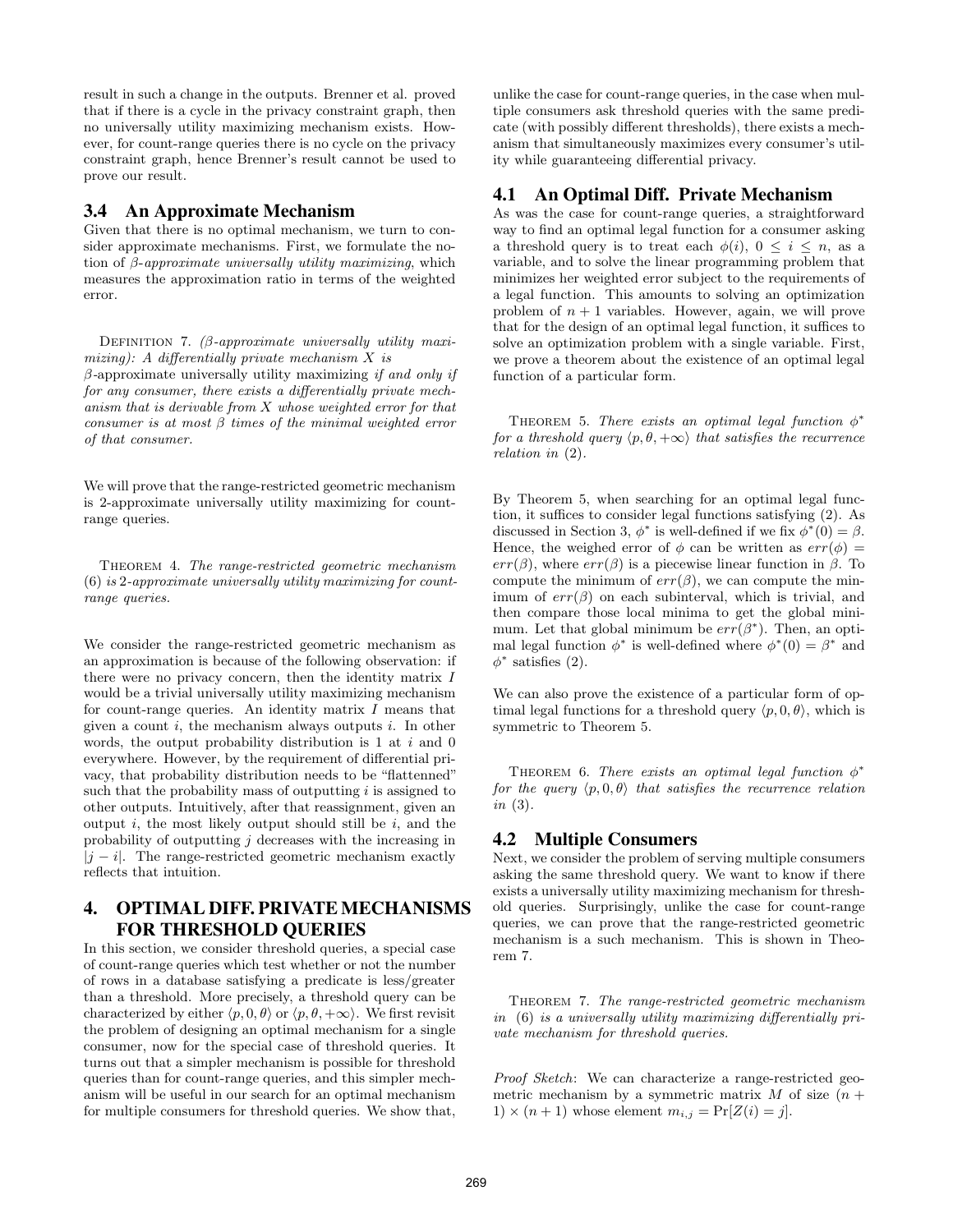result in such a change in the outputs. Brenner et al. proved that if there is a cycle in the privacy constraint graph, then no universally utility maximizing mechanism exists. However, for count-range queries there is no cycle on the privacy constraint graph, hence Brenner's result cannot be used to prove our result.

### 3.4 An Approximate Mechanism

Given that there is no optimal mechanism, we turn to consider approximate mechanisms. First, we formulate the notion of *β-approximate universally utility maximizing*, which measures the approximation ratio in terms of the weighted error.

DEFINITION 7. *(β-approximate universally utility maximizing): A differentially private mechanism $X$ is β-approximate universally utility maximizing if and only if for any consumer, there exists a differentially private mechanism that is derivable from $X$ whose weighted error for that consumer is at most $\beta$ times of the minimal weighted error of that consumer.*

We will prove that the range-restricted geometric mechanism is 2-approximate universally utility maximizing for count-range queries.

THEOREM 4. *The range-restricted geometric mechanism (6) is 2-approximate universally utility maximizing for count-range queries.*

We consider the range-restricted geometric mechanism as an approximation is because of the following observation: if there were no privacy concern, then the identity matrix $I$ would be a trivial universally utility maximizing mechanism for count-range queries. An identity matrix $I$ means that given a count $i$, the mechanism always outputs $i$. In other words, the output probability distribution is 1 at $i$ and 0 everywhere. However, by the requirement of differential privacy, that probability distribution needs to be "flattenned" such that the probability mass of outputting $i$ is assigned to other outputs. Intuitively, after that reassignment, given an output $i$, the most likely output should still be $i$, and the probability of outputting $j$ decreases with the increasing in $|j - i|$. The range-restricted geometric mechanism exactly reflects that intuition.

## 4. OPTIMAL DIFF. PRIVATE MECHANISMS FOR THRESHOLD QUERIES

In this section, we consider threshold queries, a special case of count-range queries which test whether or not the number of rows in a database satisfying a predicate is less/greater than a threshold. More precisely, a threshold query can be characterized by either $\langle p, 0, \theta \rangle$ or $\langle p, \theta, +\infty \rangle$. We first revisit the problem of designing an optimal mechanism for a single consumer, now for the special case of threshold queries. It turns out that a simpler mechanism is possible for threshold queries than for count-range queries, and this simpler mechanism will be useful in our search for an optimal mechanism for multiple consumers for threshold queries. We show that, unlike the case for count-range queries, in the case when multiple consumers ask threshold queries with the same predicate (with possibly different thresholds), there exists a mechanism that simultaneously maximizes every consumer's utility while guaranteeing differential privacy.

### 4.1 An Optimal Diff. Private Mechanism

As was the case for count-range queries, a straightforward way to find an optimal legal function for a consumer asking a threshold query is to treat each $\phi(i)$, $0 \leq i \leq n$, as a variable, and to solve the linear programming problem that minimizes her weighted error subject to the requirements of a legal function. This amounts to solving an optimization problem of $n + 1$ variables. However, again, we will prove that for the design of an optimal legal function, it suffices to solve an optimization problem with a single variable. First, we prove a theorem about the existence of an optimal legal function of a particular form.

THEOREM 5. *There exists an optimal legal function $\phi^*$ for a threshold query $\langle p, \theta, +\infty \rangle$ that satisfies the recurrence relation in (2).*

By Theorem 5, when searching for an optimal legal function, it suffices to consider legal functions satisfying (2). As discussed in Section 3, $\phi^*$ is well-defined if we fix $\phi^*(0) = \beta$. Hence, the weighed error of $\phi$ can be written as $err(\phi) = err(\beta)$, where $err(\beta)$ is a piecewise linear function in $\beta$. To compute the minimum of $err(\beta)$, we can compute the minimum of $err(\beta)$ on each subinterval, which is trivial, and then compare those local minima to get the global minimum. Let that global minimum be $err(\beta^*)$. Then, an optimal legal function $\phi^*$ is well-defined where $\phi^*(0) = \beta^*$ and $\phi^*$ satisfies (2).

We can also prove the existence of a particular form of optimal legal functions for a threshold query $\langle p, 0, \theta \rangle$, which is symmetric to Theorem 5.

THEOREM 6. *There exists an optimal legal function $\phi^*$ for the query $\langle p, 0, \theta \rangle$ that satisfies the recurrence relation in (3).*

### 4.2 Multiple Consumers

Next, we consider the problem of serving multiple consumers asking the same threshold query. We want to know if there exists a universally utility maximizing mechanism for threshold queries. Surprisingly, unlike the case for count-range queries, we can prove that the range-restricted geometric mechanism is a such mechanism. This is shown in Theorem 7.

THEOREM 7. *The range-restricted geometric mechanism in (6) is a universally utility maximizing differentially private mechanism for threshold queries.*

*Proof Sketch*: We can characterize a range-restricted geometric mechanism by a symmetric matrix $M$ of size $(n + 1) \times (n + 1)$ whose element $m_{i,j} = \Pr[Z(i) = j]$.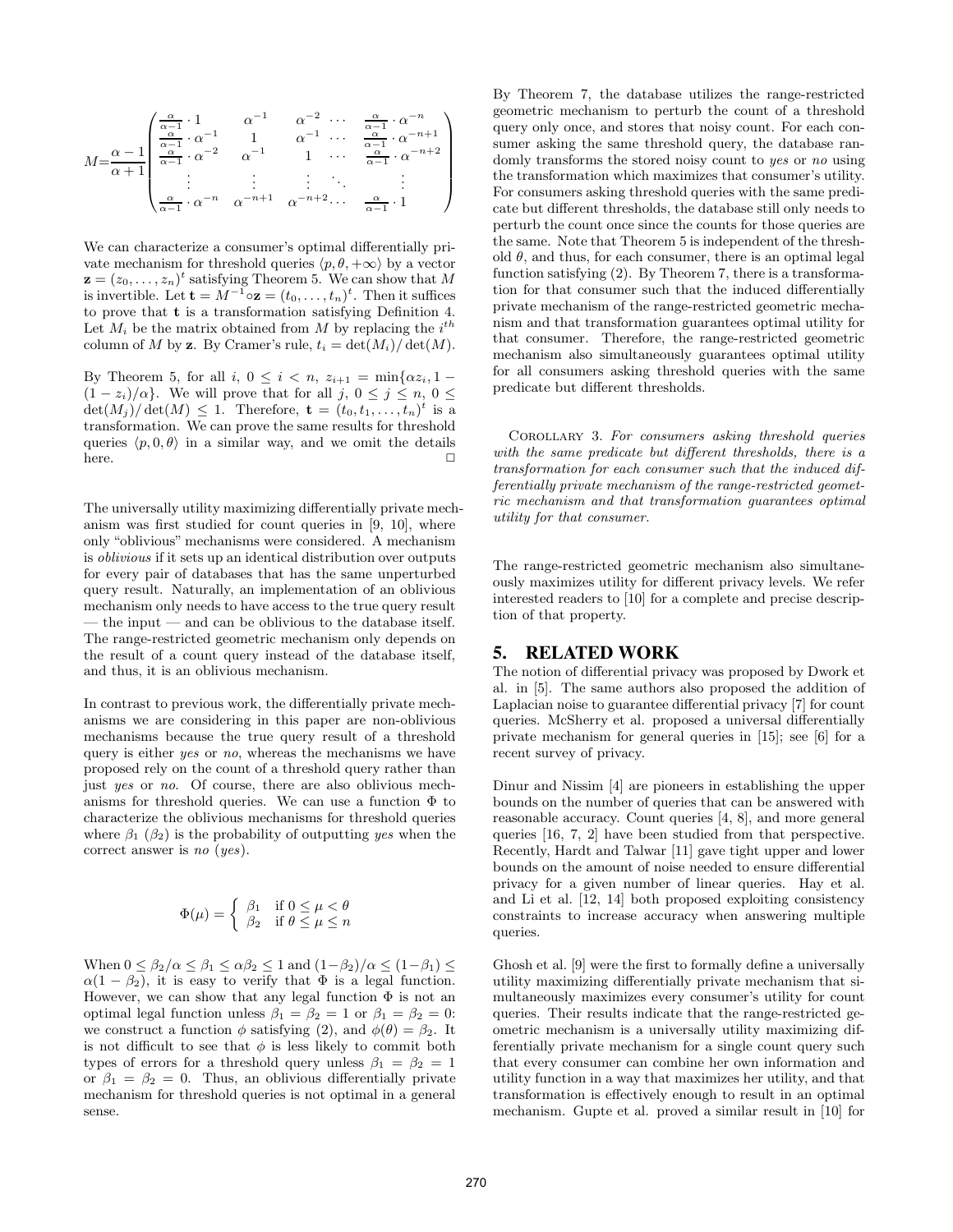$$M = \frac{\alpha - 1}{\alpha + 1} \begin{pmatrix} \frac{\alpha}{\alpha-1} \cdot 1 & \alpha^{-1} & \alpha^{-2} & \cdots & \frac{\alpha}{\alpha-1} \cdot \alpha^{-n} \\ \frac{\alpha}{\alpha-1} \cdot \alpha^{-1} & 1 & \alpha^{-1} & \cdots & \frac{\alpha}{\alpha-1} \cdot \alpha^{-n+1} \\ \frac{\alpha}{\alpha-1} \cdot \alpha^{-2} & \alpha^{-1} & 1 & \cdots & \frac{\alpha}{\alpha-1} \cdot \alpha^{-n+2} \\ \vdots & \vdots & \vdots & \ddots & \vdots \\ \frac{\alpha}{\alpha-1} \cdot \alpha^{-n} & \alpha^{-n+1} & \alpha^{-n+2} & \cdots & \frac{\alpha}{\alpha-1} \cdot 1 \end{pmatrix}$$

We can characterize a consumer's optimal differentially private mechanism for threshold queries $\langle p, \theta, +\infty \rangle$ by a vector $\mathbf{z} = (z_0, \ldots, z_n)^t$ satisfying Theorem 5. We can show that $M$ is invertible. Let $\mathbf{t} = M^{-1} \circ \mathbf{z} = (t_0, \ldots, t_n)^t$. Then it suffices to prove that $\mathbf{t}$ is a transformation satisfying Definition 4. Let $M_i$ be the matrix obtained from $M$ by replacing the $i^{th}$ column of $M$ by $\mathbf{z}$. By Cramer's rule, $t_i = \det(M_i)/\det(M)$.

By Theorem 5, for all $i$, $0 \leq i < n$, $z_{i+1} = \min\{\alpha z_i, 1 - (1 - z_i)/\alpha\}$. We will prove that for all $j$, $0 \leq j \leq n$, $0 \leq \det(M_j)/\det(M) \leq 1$. Therefore, $\mathbf{t} = (t_0, t_1, \ldots, t_n)^t$ is a transformation. We can prove the same results for threshold queries $\langle p, 0, \theta \rangle$ in a similar way, and we omit the details here. □

The universally utility maximizing differentially private mechanism was first studied for count queries in [9, 10], where only "oblivious" mechanisms were considered. A mechanism is *oblivious* if it sets up an identical distribution over outputs for every pair of databases that has the same unperturbed query result. Naturally, an implementation of an oblivious mechanism only needs to have access to the true query result — the input — and can be oblivious to the database itself. The range-restricted geometric mechanism only depends on the result of a count query instead of the database itself, and thus, it is an oblivious mechanism.

In contrast to previous work, the differentially private mechanisms we are considering in this paper are non-oblivious mechanisms because the true query result of a threshold query is either *yes* or *no*, whereas the mechanisms we have proposed rely on the count of a threshold query rather than just *yes* or *no*. Of course, there are also oblivious mechanisms for threshold queries. We can use a function $\Phi$ to characterize the oblivious mechanisms for threshold queries where $\beta_1$ ($\beta_2$) is the probability of outputting *yes* when the correct answer is *no* (*yes*).

$$\Phi(\mu) = \begin{cases} \beta_1 & \text{if } 0 \leq \mu < \theta \\ \beta_2 & \text{if } \theta \leq \mu \leq n \end{cases}$$

When $0 \leq \beta_2/\alpha \leq \beta_1 \leq \alpha\beta_2 \leq 1$ and $(1-\beta_2)/\alpha \leq (1-\beta_1) \leq \alpha(1-\beta_2)$, it is easy to verify that $\Phi$ is a legal function. However, we can show that any legal function $\Phi$ is not an optimal legal function unless $\beta_1 = \beta_2 = 1$ or $\beta_1 = \beta_2 = 0$: we construct a function $\phi$ satisfying (2), and $\phi(\theta) = \beta_2$. It is not difficult to see that $\phi$ is less likely to commit both types of errors for a threshold query unless $\beta_1 = \beta_2 = 1$ or $\beta_1 = \beta_2 = 0$. Thus, an oblivious differentially private mechanism for threshold queries is not optimal in a general sense.

By Theorem 7, the database utilizes the range-restricted geometric mechanism to perturb the count of a threshold query only once, and stores that noisy count. For each consumer asking the same threshold query, the database randomly transforms the stored noisy count to *yes* or *no* using the transformation which maximizes that consumer's utility. For consumers asking threshold queries with the same predicate but different thresholds, the database still only needs to perturb the count once since the counts for those queries are the same. Note that Theorem 5 is independent of the threshold $\theta$, and thus, for each consumer, there is an optimal legal function satisfying (2). By Theorem 7, there is a transformation for that consumer such that the induced differentially private mechanism of the range-restricted geometric mechanism and that transformation guarantees optimal utility for that consumer. Therefore, the range-restricted geometric mechanism also simultaneously guarantees optimal utility for all consumers asking threshold queries with the same predicate but different thresholds.

Corollary 3. *For consumers asking threshold queries with the same predicate but different thresholds, there is a transformation for each consumer such that the induced differentially private mechanism of the range-restricted geometric mechanism and that transformation guarantees optimal utility for that consumer.*

The range-restricted geometric mechanism also simultaneously maximizes utility for different privacy levels. We refer interested readers to [10] for a complete and precise description of that property.

## 5. RELATED WORK

The notion of differential privacy was proposed by Dwork et al. in [5]. The same authors also proposed the addition of Laplacian noise to guarantee differential privacy [7] for count queries. McSherry et al. proposed a universal differentially private mechanism for general queries in [15]; see [6] for a recent survey of privacy.

Dinur and Nissim [4] are pioneers in establishing the upper bounds on the number of queries that can be answered with reasonable accuracy. Count queries [4, 8], and more general queries [16, 7, 2] have been studied from that perspective. Recently, Hardt and Talwar [11] gave tight upper and lower bounds on the amount of noise needed to ensure differential privacy for a given number of linear queries. Hay et al. and Li et al. [12, 14] both proposed exploiting consistency constraints to increase accuracy when answering multiple queries.

Ghosh et al. [9] were the first to formally define a universally utility maximizing differentially private mechanism that simultaneously maximizes every consumer's utility for count queries. Their results indicate that the range-restricted geometric mechanism is a universally utility maximizing differentially private mechanism for a single count query such that every consumer can combine her own information and utility function in a way that maximizes her utility, and that transformation is effectively enough to result in an optimal mechanism. Gupte et al. proved a similar result in [10] for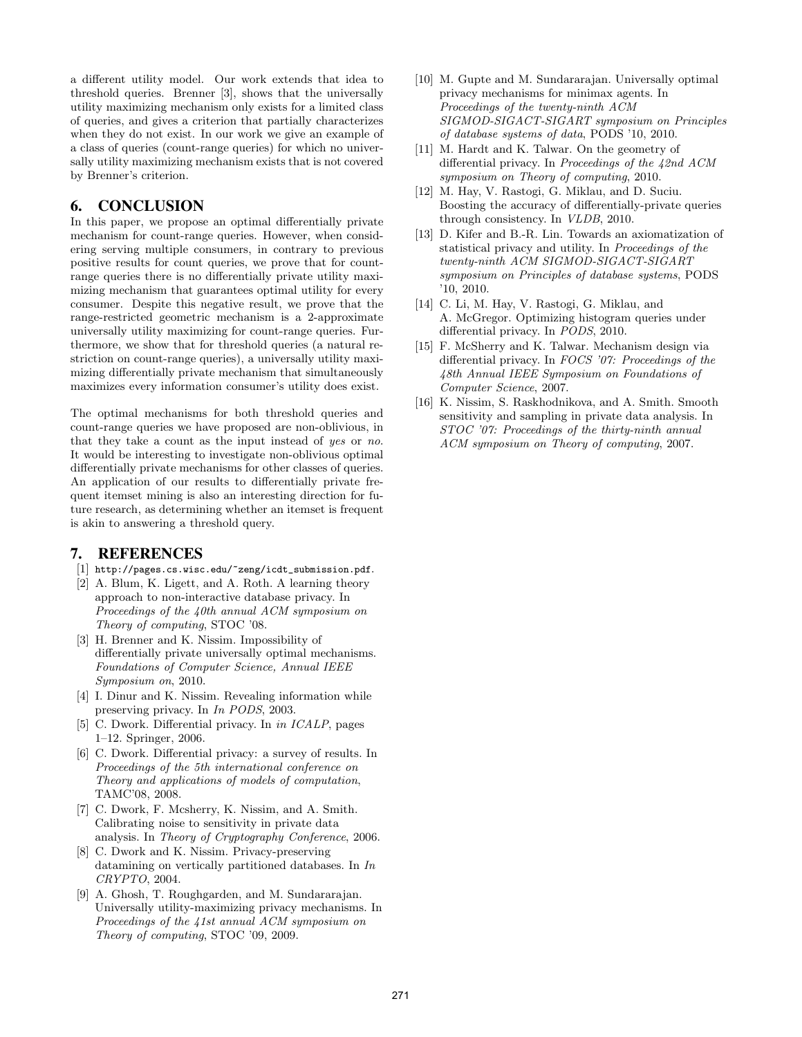a different utility model. Our work extends that idea to threshold queries. Brenner [3], shows that the universally utility maximizing mechanism only exists for a limited class of queries, and gives a criterion that partially characterizes when they do not exist. In our work we give an example of a class of queries (count-range queries) for which no universally utility maximizing mechanism exists that is not covered by Brenner's criterion.

## 6. CONCLUSION

In this paper, we propose an optimal differentially private mechanism for count-range queries. However, when considering serving multiple consumers, in contrary to previous positive results for count queries, we prove that for count-range queries there is no differentially private utility maximizing mechanism that guarantees optimal utility for every consumer. Despite this negative result, we prove that the range-restricted geometric mechanism is a 2-approximate universally utility maximizing for count-range queries. Furthermore, we show that for threshold queries (a natural restriction on count-range queries), a universally utility maximizing differentially private mechanism that simultaneously maximizes every information consumer's utility does exist.

The optimal mechanisms for both threshold queries and count-range queries we have proposed are non-oblivious, in that they take a count as the input instead of *yes* or *no*. It would be interesting to investigate non-oblivious optimal differentially private mechanisms for other classes of queries. An application of our results to differentially private frequent itemset mining is also an interesting direction for future research, as determining whether an itemset is frequent is akin to answering a threshold query.

## 7. REFERENCES

[1] http://pages.cs.wisc.edu/~zeng/icdt_submission.pdf.

[2] A. Blum, K. Ligett, and A. Roth. A learning theory approach to non-interactive database privacy. In *Proceedings of the 40th annual ACM symposium on Theory of computing*, STOC '08.

[3] H. Brenner and K. Nissim. Impossibility of differentially private universally optimal mechanisms. *Foundations of Computer Science, Annual IEEE Symposium on*, 2010.

[4] I. Dinur and K. Nissim. Revealing information while preserving privacy. In *In PODS*, 2003.

[5] C. Dwork. Differential privacy. In *in ICALP*, pages 1–12. Springer, 2006.

[6] C. Dwork. Differential privacy: a survey of results. In *Proceedings of the 5th international conference on Theory and applications of models of computation*, TAMC'08, 2008.

[7] C. Dwork, F. Mcsherry, K. Nissim, and A. Smith. Calibrating noise to sensitivity in private data analysis. In *Theory of Cryptography Conference*, 2006.

[8] C. Dwork and K. Nissim. Privacy-preserving datamining on vertically partitioned databases. In *In CRYPTO*, 2004.

[9] A. Ghosh, T. Roughgarden, and M. Sundararajan. Universally utility-maximizing privacy mechanisms. In *Proceedings of the 41st annual ACM symposium on Theory of computing*, STOC '09, 2009.

[10] M. Gupte and M. Sundararajan. Universally optimal privacy mechanisms for minimax agents. In *Proceedings of the twenty-ninth ACM SIGMOD-SIGACT-SIGART symposium on Principles of database systems of data*, PODS '10, 2010.

[11] M. Hardt and K. Talwar. On the geometry of differential privacy. In *Proceedings of the 42nd ACM symposium on Theory of computing*, 2010.

[12] M. Hay, V. Rastogi, G. Miklau, and D. Suciu. Boosting the accuracy of differentially-private queries through consistency. In *VLDB*, 2010.

[13] D. Kifer and B.-R. Lin. Towards an axiomatization of statistical privacy and utility. In *Proceedings of the twenty-ninth ACM SIGMOD-SIGACT-SIGART symposium on Principles of database systems*, PODS '10, 2010.

[14] C. Li, M. Hay, V. Rastogi, G. Miklau, and A. McGregor. Optimizing histogram queries under differential privacy. In *PODS*, 2010.

[15] F. McSherry and K. Talwar. Mechanism design via differential privacy. In *FOCS '07: Proceedings of the 48th Annual IEEE Symposium on Foundations of Computer Science*, 2007.

[16] K. Nissim, S. Raskhodnikova, and A. Smith. Smooth sensitivity and sampling in private data analysis. In *STOC '07: Proceedings of the thirty-ninth annual ACM symposium on Theory of computing*, 2007.